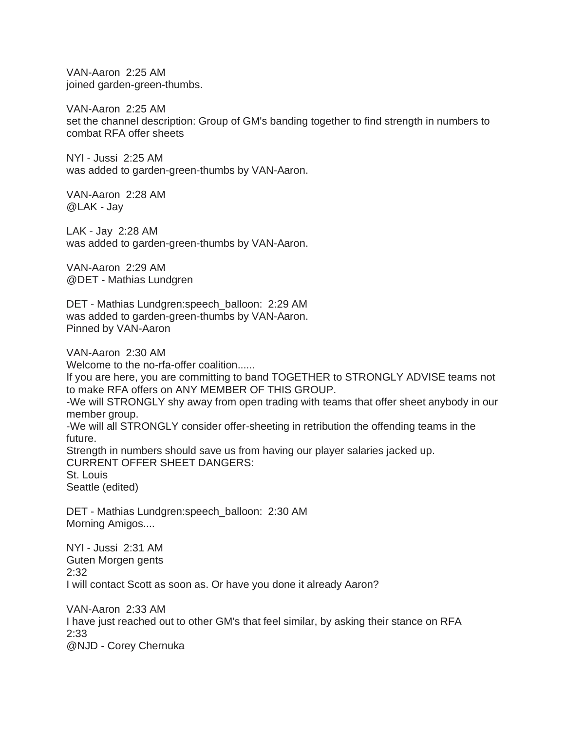VAN-Aaron 2:25 AM
joined garden-green-thumbs.

VAN-Aaron 2:25 AM
set the channel description: Group of GM's banding together to find strength in numbers to combat RFA offer sheets

NYI - Jussi 2:25 AM
was added to garden-green-thumbs by VAN-Aaron.

VAN-Aaron 2:28 AM
@LAK - Jay

LAK - Jay 2:28 AM
was added to garden-green-thumbs by VAN-Aaron.

VAN-Aaron 2:29 AM
@DET - Mathias Lundgren

DET - Mathias Lundgren:speech_balloon: 2:29 AM
was added to garden-green-thumbs by VAN-Aaron.
Pinned by VAN-Aaron

VAN-Aaron 2:30 AM
Welcome to the no-rfa-offer coalition......
If you are here, you are committing to band TOGETHER to STRONGLY ADVISE teams not to make RFA offers on ANY MEMBER OF THIS GROUP.
-We will STRONGLY shy away from open trading with teams that offer sheet anybody in our member group.
-We will all STRONGLY consider offer-sheeting in retribution the offending teams in the future.
Strength in numbers should save us from having our player salaries jacked up.
CURRENT OFFER SHEET DANGERS:
St. Louis
Seattle (edited)

DET - Mathias Lundgren:speech_balloon: 2:30 AM
Morning Amigos....

NYI - Jussi 2:31 AM
Guten Morgen gents
2:32
I will contact Scott as soon as. Or have you done it already Aaron?

VAN-Aaron 2:33 AM
I have just reached out to other GM's that feel similar, by asking their stance on RFA
2:33
@NJD - Corey Chernuka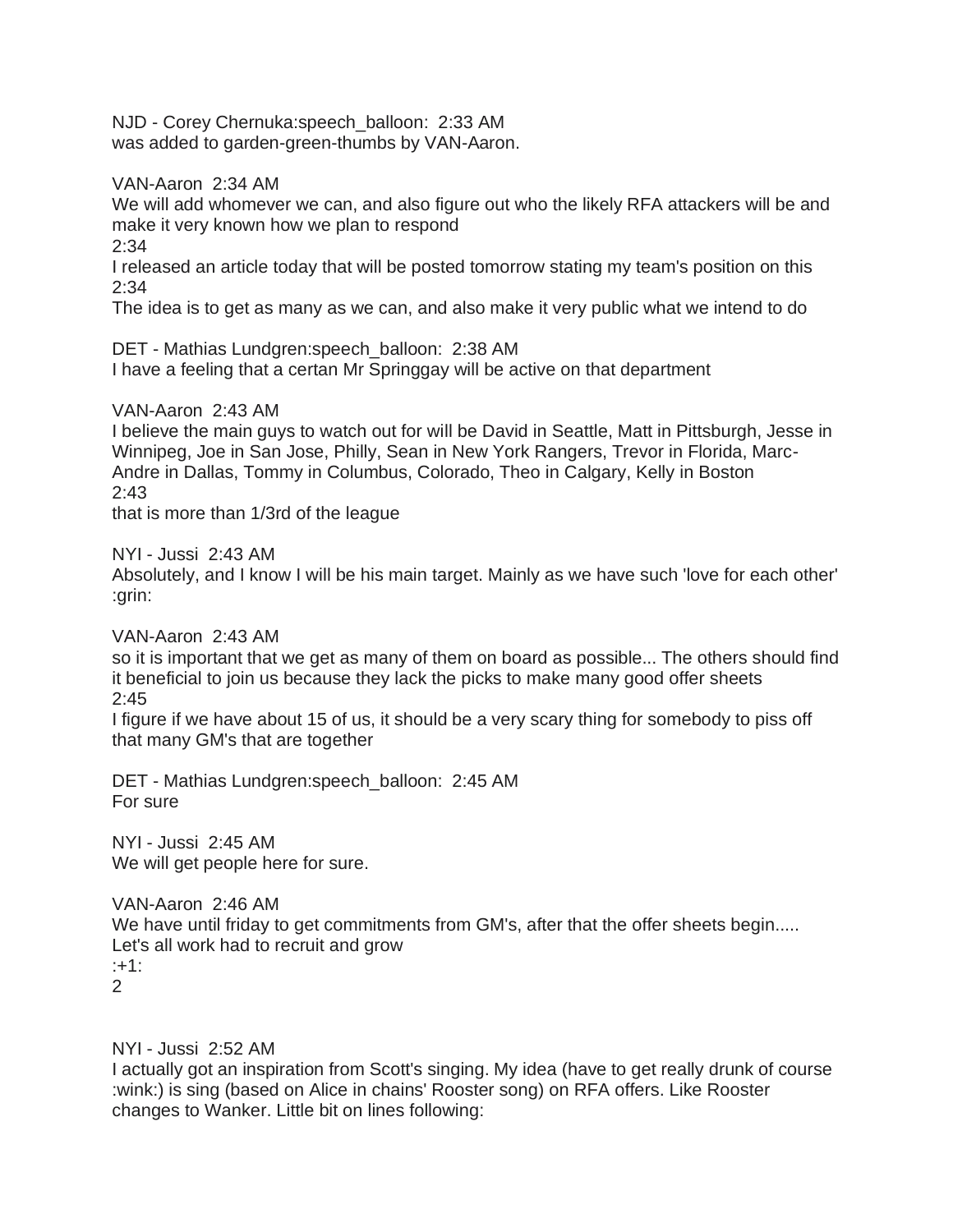NJD - Corey Chernuka:speech_balloon:  2:33 AM
was added to garden-green-thumbs by VAN-Aaron.

VAN-Aaron  2:34 AM
We will add whomever we can, and also figure out who the likely RFA attackers will be and make it very known how we plan to respond
2:34
I released an article today that will be posted tomorrow stating my team's position on this
2:34
The idea is to get as many as we can, and also make it very public what we intend to do

DET - Mathias Lundgren:speech_balloon:  2:38 AM
I have a feeling that a certan Mr Springgay will be active on that department

VAN-Aaron  2:43 AM
I believe the main guys to watch out for will be David in Seattle, Matt in Pittsburgh, Jesse in Winnipeg, Joe in San Jose, Philly, Sean in New York Rangers, Trevor in Florida, Marc-Andre in Dallas, Tommy in Columbus, Colorado, Theo in Calgary, Kelly in Boston
2:43
that is more than 1/3rd of the league

NYI - Jussi  2:43 AM
Absolutely, and I know I will be his main target. Mainly as we have such 'love for each other' :grin:

VAN-Aaron  2:43 AM
so it is important that we get as many of them on board as possible... The others should find it beneficial to join us because they lack the picks to make many good offer sheets
2:45
I figure if we have about 15 of us, it should be a very scary thing for somebody to piss off that many GM's that are together

DET - Mathias Lundgren:speech_balloon:  2:45 AM
For sure

NYI - Jussi  2:45 AM
We will get people here for sure.

VAN-Aaron  2:46 AM
We have until friday to get commitments from GM's, after that the offer sheets begin..... Let's all work had to recruit and grow
:+1:
2

NYI - Jussi  2:52 AM
I actually got an inspiration from Scott's singing. My idea (have to get really drunk of course :wink:) is sing (based on Alice in chains' Rooster song) on RFA offers. Like Rooster changes to Wanker. Little bit on lines following: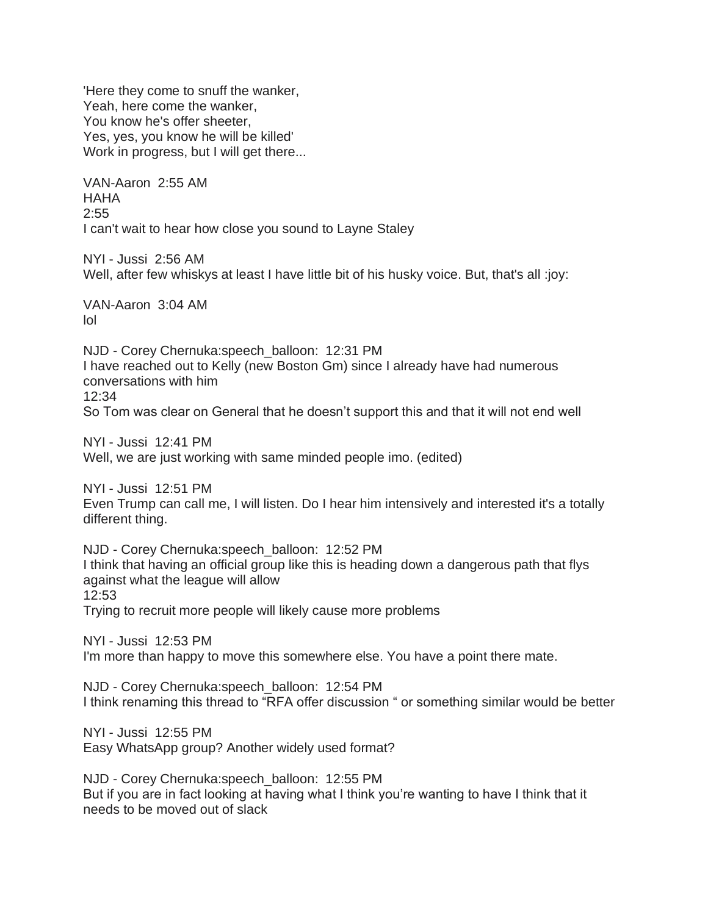'Here they come to snuff the wanker,
Yeah, here come the wanker,
You know he's offer sheeter,
Yes, yes, you know he will be killed'
Work in progress, but I will get there...

VAN-Aaron 2:55 AM
HAHA
2:55
I can't wait to hear how close you sound to Layne Staley

NYI - Jussi 2:56 AM
Well, after few whiskys at least I have little bit of his husky voice. But, that's all :joy:

VAN-Aaron 3:04 AM
lol

NJD - Corey Chernuka:speech_balloon: 12:31 PM
I have reached out to Kelly (new Boston Gm) since I already have had numerous conversations with him
12:34
So Tom was clear on General that he doesn't support this and that it will not end well

NYI - Jussi 12:41 PM
Well, we are just working with same minded people imo. (edited)

NYI - Jussi 12:51 PM
Even Trump can call me, I will listen. Do I hear him intensively and interested it's a totally different thing.

NJD - Corey Chernuka:speech_balloon: 12:52 PM
I think that having an official group like this is heading down a dangerous path that flys against what the league will allow
12:53
Trying to recruit more people will likely cause more problems

NYI - Jussi 12:53 PM
I'm more than happy to move this somewhere else. You have a point there mate.

NJD - Corey Chernuka:speech_balloon: 12:54 PM
I think renaming this thread to "RFA offer discussion " or something similar would be better

NYI - Jussi 12:55 PM
Easy WhatsApp group? Another widely used format?

NJD - Corey Chernuka:speech_balloon: 12:55 PM
But if you are in fact looking at having what I think you're wanting to have I think that it needs to be moved out of slack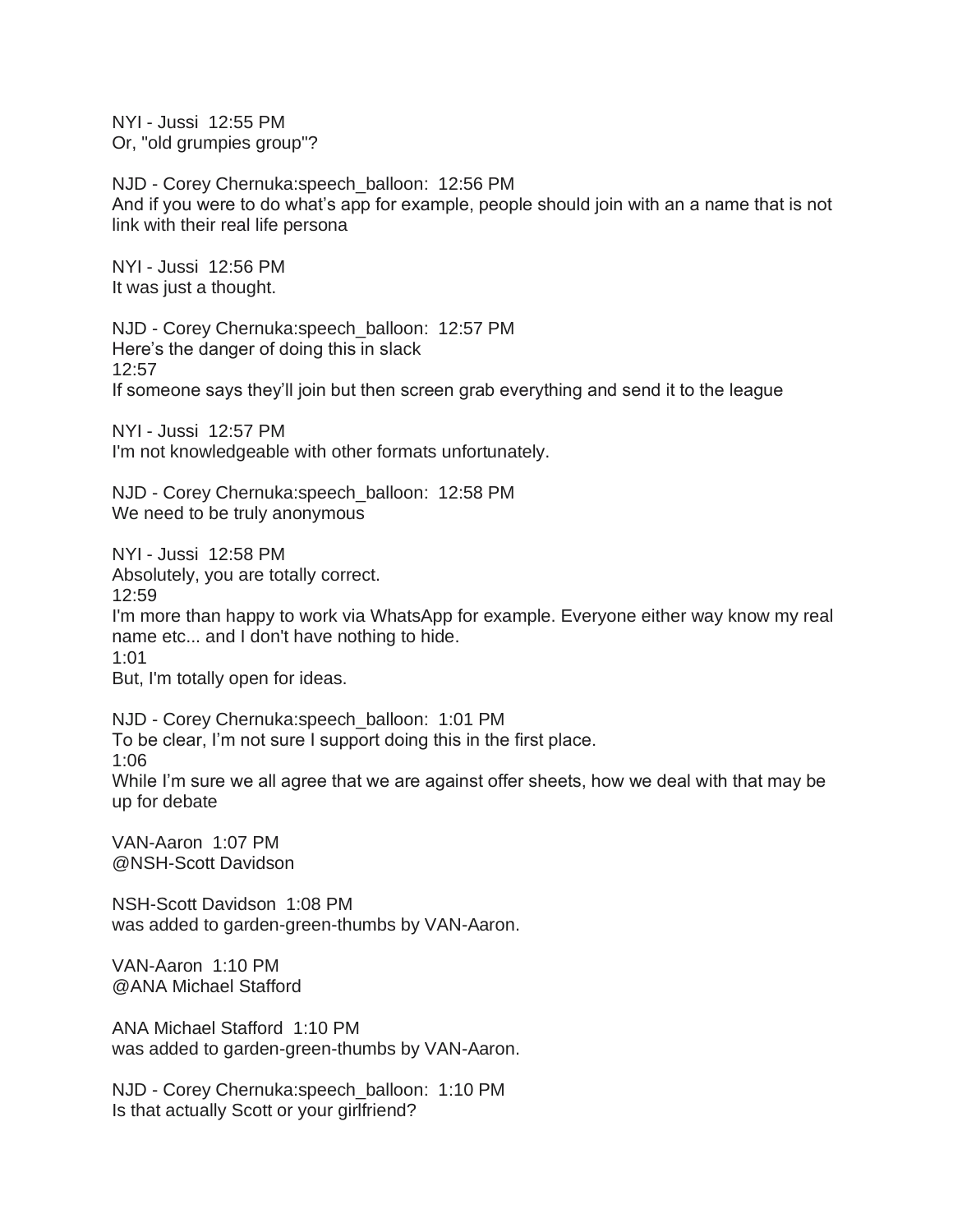NYI - Jussi  12:55 PM
Or, "old grumpies group"?

NJD - Corey Chernuka:speech_balloon:  12:56 PM
And if you were to do what's app for example, people should join with an a name that is not link with their real life persona

NYI - Jussi  12:56 PM
It was just a thought.

NJD - Corey Chernuka:speech_balloon:  12:57 PM
Here's the danger of doing this in slack
12:57
If someone says they'll join but then screen grab everything and send it to the league

NYI - Jussi  12:57 PM
I'm not knowledgeable with other formats unfortunately.

NJD - Corey Chernuka:speech_balloon:  12:58 PM
We need to be truly anonymous

NYI - Jussi  12:58 PM
Absolutely, you are totally correct.
12:59
I'm more than happy to work via WhatsApp for example. Everyone either way know my real name etc... and I don't have nothing to hide.
1:01
But, I'm totally open for ideas.

NJD - Corey Chernuka:speech_balloon:  1:01 PM
To be clear, I'm not sure I support doing this in the first place.
1:06
While I'm sure we all agree that we are against offer sheets, how we deal with that may be up for debate

VAN-Aaron  1:07 PM
@NSH-Scott Davidson

NSH-Scott Davidson  1:08 PM
was added to garden-green-thumbs by VAN-Aaron.

VAN-Aaron  1:10 PM
@ANA Michael Stafford

ANA Michael Stafford  1:10 PM
was added to garden-green-thumbs by VAN-Aaron.

NJD - Corey Chernuka:speech_balloon:  1:10 PM
Is that actually Scott or your girlfriend?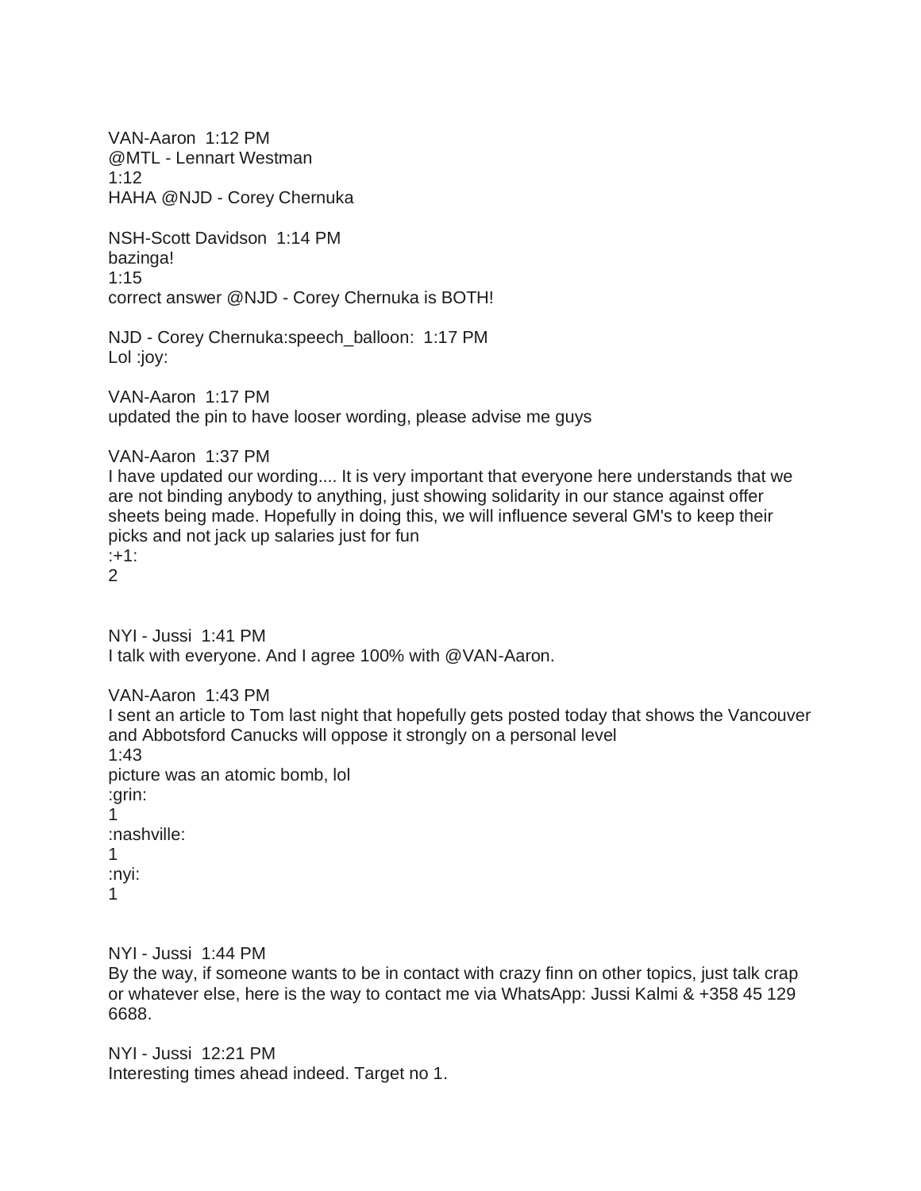VAN-Aaron 1:12 PM
@MTL - Lennart Westman
1:12
HAHA @NJD - Corey Chernuka

NSH-Scott Davidson 1:14 PM
bazinga!
1:15
correct answer @NJD - Corey Chernuka is BOTH!

NJD - Corey Chernuka:speech_balloon: 1:17 PM
Lol :joy:

VAN-Aaron 1:17 PM
updated the pin to have looser wording, please advise me guys

VAN-Aaron 1:37 PM
I have updated our wording.... It is very important that everyone here understands that we are not binding anybody to anything, just showing solidarity in our stance against offer sheets being made. Hopefully in doing this, we will influence several GM's to keep their picks and not jack up salaries just for fun
:+1:
2

NYI - Jussi 1:41 PM
I talk with everyone. And I agree 100% with @VAN-Aaron.

VAN-Aaron 1:43 PM
I sent an article to Tom last night that hopefully gets posted today that shows the Vancouver and Abbotsford Canucks will oppose it strongly on a personal level
1:43
picture was an atomic bomb, lol
:grin:
1
:nashville:
1
:nyi:
1

NYI - Jussi 1:44 PM
By the way, if someone wants to be in contact with crazy finn on other topics, just talk crap or whatever else, here is the way to contact me via WhatsApp: Jussi Kalmi & +358 45 129 6688.

NYI - Jussi 12:21 PM
Interesting times ahead indeed. Target no 1.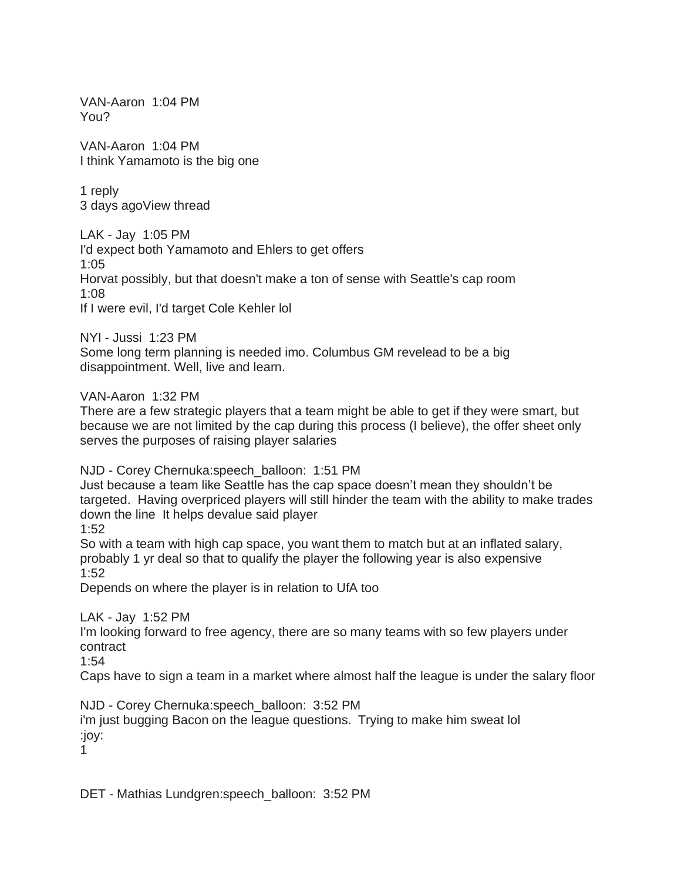VAN-Aaron  1:04 PM
You?

VAN-Aaron  1:04 PM
I think Yamamoto is the big one

1 reply
3 days agoView thread

LAK - Jay  1:05 PM
I'd expect both Yamamoto and Ehlers to get offers
1:05
Horvat possibly, but that doesn't make a ton of sense with Seattle's cap room
1:08
If I were evil, I'd target Cole Kehler lol

NYI - Jussi  1:23 PM
Some long term planning is needed imo. Columbus GM revelead to be a big disappointment. Well, live and learn.

VAN-Aaron  1:32 PM
There are a few strategic players that a team might be able to get if they were smart, but because we are not limited by the cap during this process (I believe), the offer sheet only serves the purposes of raising player salaries

NJD - Corey Chernuka:speech_balloon:  1:51 PM
Just because a team like Seattle has the cap space doesn't mean they shouldn't be targeted.  Having overpriced players will still hinder the team with the ability to make trades down the line  It helps devalue said player
1:52
So with a team with high cap space, you want them to match but at an inflated salary, probably 1 yr deal so that to qualify the player the following year is also expensive
1:52
Depends on where the player is in relation to UfA too

LAK - Jay  1:52 PM
I'm looking forward to free agency, there are so many teams with so few players under contract
1:54
Caps have to sign a team in a market where almost half the league is under the salary floor

NJD - Corey Chernuka:speech_balloon:  3:52 PM
i'm just bugging Bacon on the league questions.  Trying to make him sweat lol
:joy:
1

DET - Mathias Lundgren:speech_balloon:  3:52 PM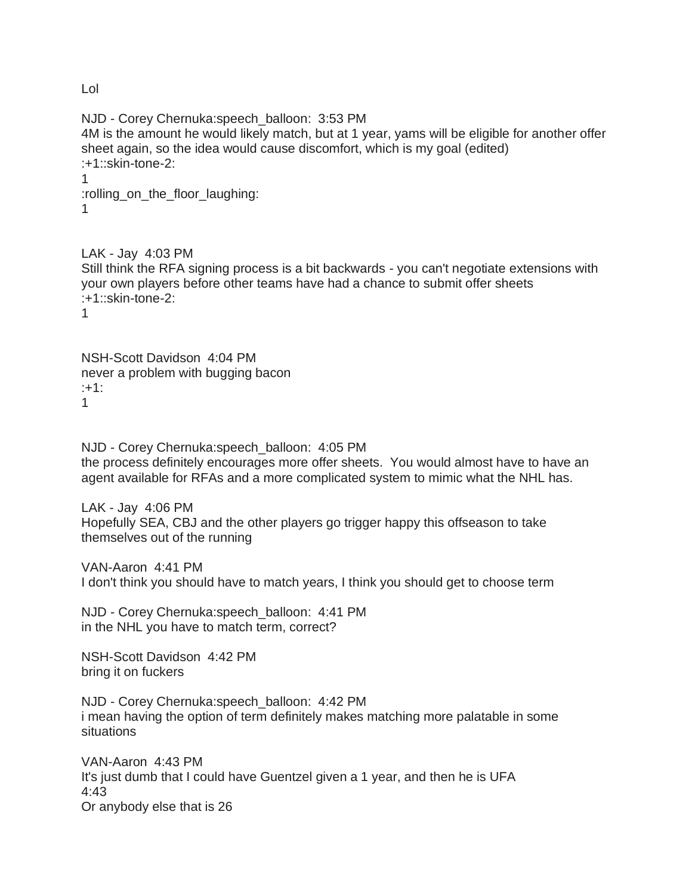Lol

NJD - Corey Chernuka:speech_balloon:  3:53 PM
4M is the amount he would likely match, but at 1 year, yams will be eligible for another offer sheet again, so the idea would cause discomfort, which is my goal (edited)
:+1::skin-tone-2:
1
:rolling_on_the_floor_laughing:
1

LAK - Jay  4:03 PM
Still think the RFA signing process is a bit backwards - you can't negotiate extensions with your own players before other teams have had a chance to submit offer sheets
:+1::skin-tone-2:
1

NSH-Scott Davidson  4:04 PM
never a problem with bugging bacon
:+1:
1

NJD - Corey Chernuka:speech_balloon:  4:05 PM
the process definitely encourages more offer sheets.  You would almost have to have an agent available for RFAs and a more complicated system to mimic what the NHL has.

LAK - Jay  4:06 PM
Hopefully SEA, CBJ and the other players go trigger happy this offseason to take themselves out of the running

VAN-Aaron  4:41 PM
I don't think you should have to match years, I think you should get to choose term

NJD - Corey Chernuka:speech_balloon:  4:41 PM
in the NHL you have to match term, correct?

NSH-Scott Davidson  4:42 PM
bring it on fuckers

NJD - Corey Chernuka:speech_balloon:  4:42 PM
i mean having the option of term definitely makes matching more palatable in some situations

VAN-Aaron  4:43 PM
It's just dumb that I could have Guentzel given a 1 year, and then he is UFA
4:43
Or anybody else that is 26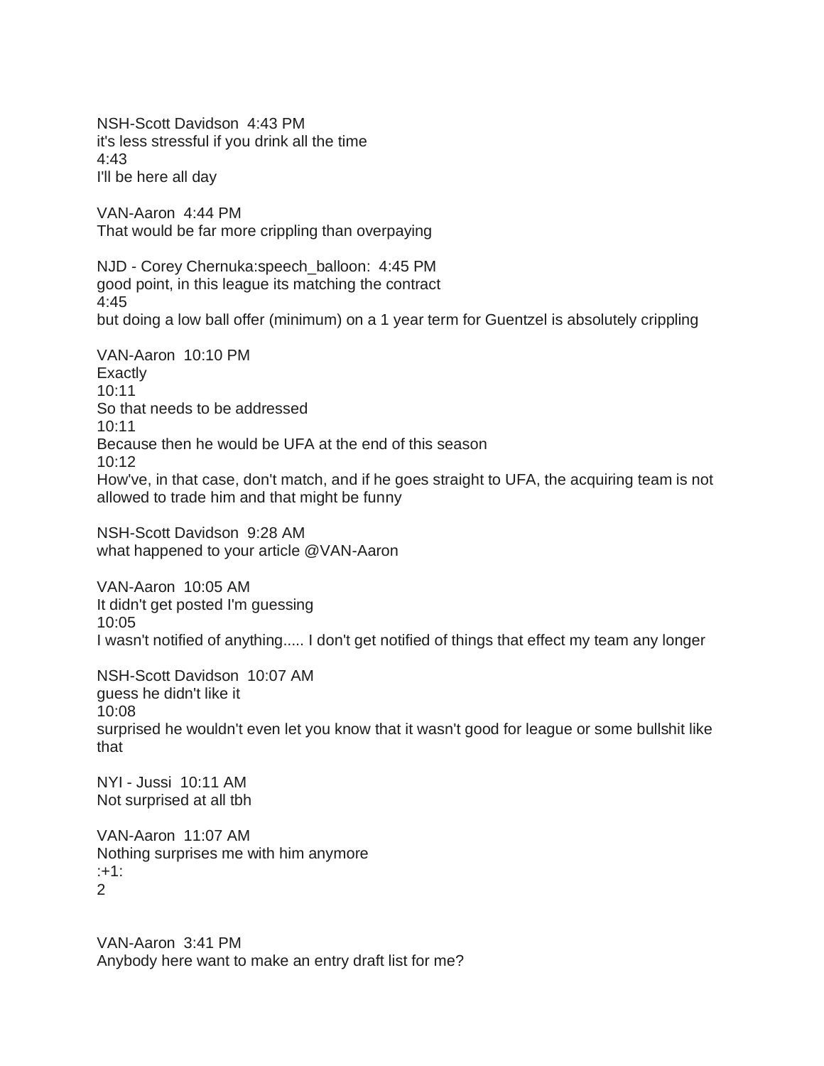NSH-Scott Davidson 4:43 PM
it's less stressful if you drink all the time
4:43
I'll be here all day

VAN-Aaron 4:44 PM
That would be far more crippling than overpaying

NJD - Corey Chernuka:speech_balloon: 4:45 PM
good point, in this league its matching the contract
4:45
but doing a low ball offer (minimum) on a 1 year term for Guentzel is absolutely crippling

VAN-Aaron 10:10 PM
Exactly
10:11
So that needs to be addressed
10:11
Because then he would be UFA at the end of this season
10:12
How've, in that case, don't match, and if he goes straight to UFA, the acquiring team is not allowed to trade him and that might be funny

NSH-Scott Davidson 9:28 AM
what happened to your article @VAN-Aaron

VAN-Aaron 10:05 AM
It didn't get posted I'm guessing
10:05
I wasn't notified of anything..... I don't get notified of things that effect my team any longer

NSH-Scott Davidson 10:07 AM
guess he didn't like it
10:08
surprised he wouldn't even let you know that it wasn't good for league or some bullshit like that

NYI - Jussi 10:11 AM
Not surprised at all tbh

VAN-Aaron 11:07 AM
Nothing surprises me with him anymore
:+1:
2

VAN-Aaron 3:41 PM
Anybody here want to make an entry draft list for me?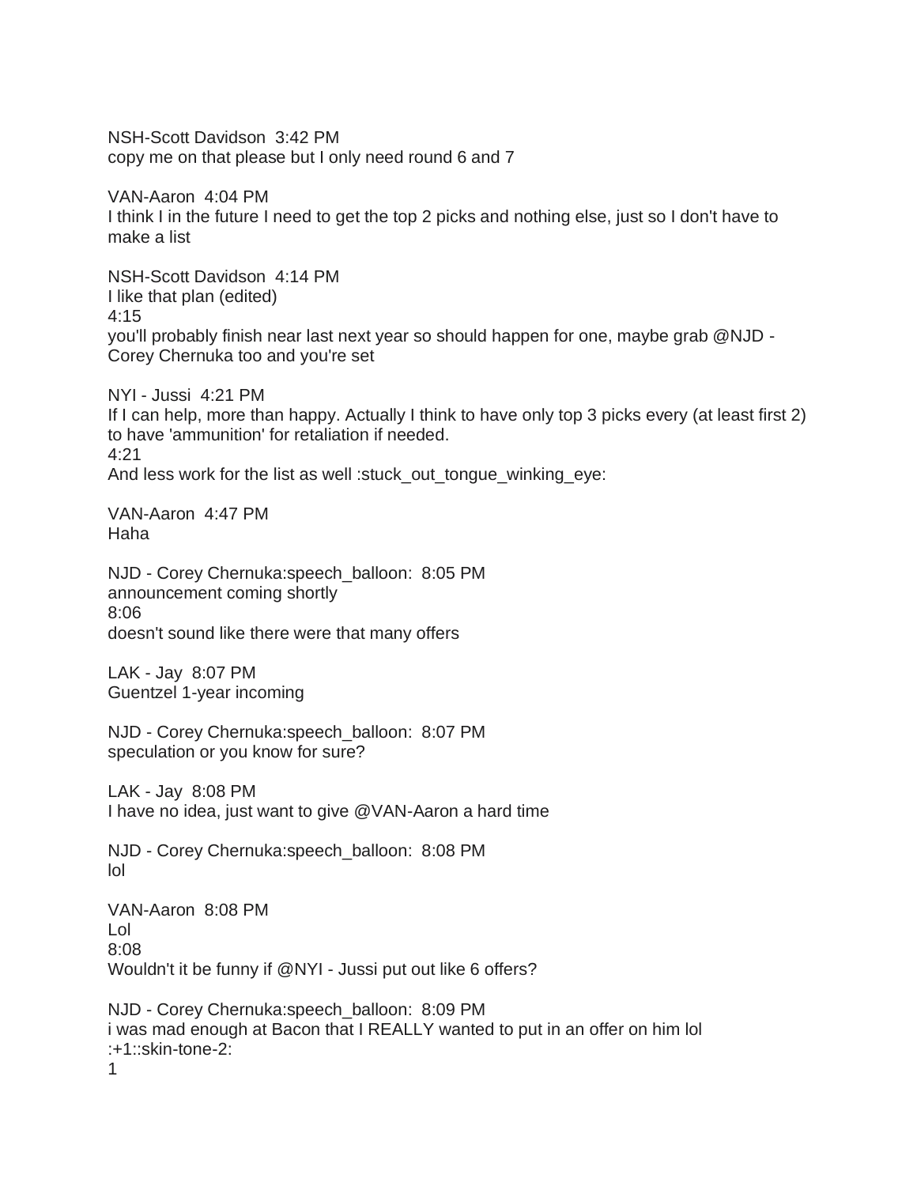NSH-Scott Davidson 3:42 PM
copy me on that please but I only need round 6 and 7

VAN-Aaron 4:04 PM
I think I in the future I need to get the top 2 picks and nothing else, just so I don't have to make a list

NSH-Scott Davidson 4:14 PM
I like that plan (edited)
4:15
you'll probably finish near last next year so should happen for one, maybe grab @NJD - Corey Chernuka too and you're set

NYI - Jussi 4:21 PM
If I can help, more than happy. Actually I think to have only top 3 picks every (at least first 2) to have 'ammunition' for retaliation if needed.
4:21
And less work for the list as well :stuck_out_tongue_winking_eye:

VAN-Aaron 4:47 PM
Haha

NJD - Corey Chernuka:speech_balloon: 8:05 PM
announcement coming shortly
8:06
doesn't sound like there were that many offers

LAK - Jay 8:07 PM
Guentzel 1-year incoming

NJD - Corey Chernuka:speech_balloon: 8:07 PM
speculation or you know for sure?

LAK - Jay 8:08 PM
I have no idea, just want to give @VAN-Aaron a hard time

NJD - Corey Chernuka:speech_balloon: 8:08 PM
lol

VAN-Aaron 8:08 PM
Lol
8:08
Wouldn't it be funny if @NYI - Jussi put out like 6 offers?

NJD - Corey Chernuka:speech_balloon: 8:09 PM
i was mad enough at Bacon that I REALLY wanted to put in an offer on him lol
:+1::skin-tone-2:
1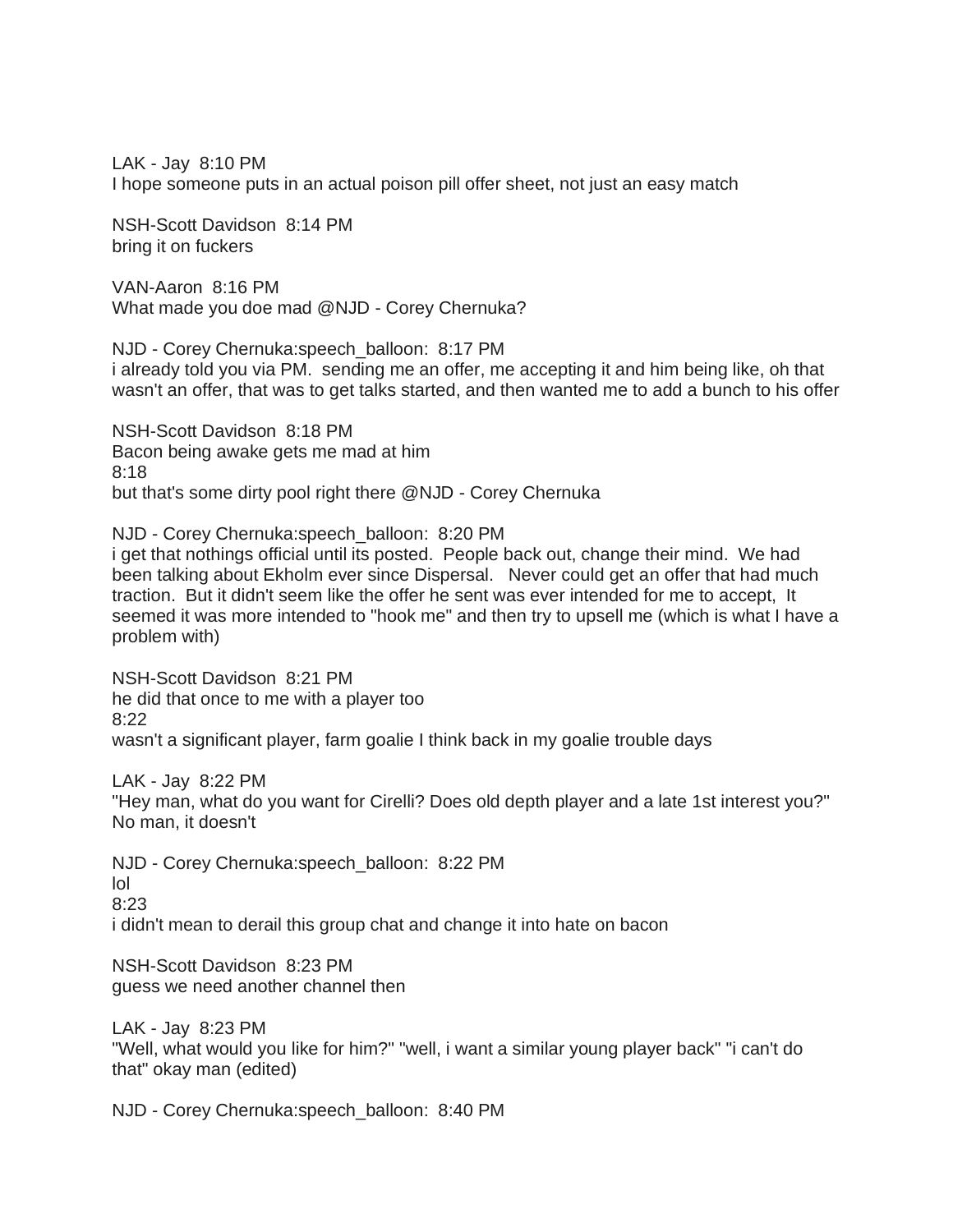LAK - Jay  8:10 PM
I hope someone puts in an actual poison pill offer sheet, not just an easy match

NSH-Scott Davidson  8:14 PM
bring it on fuckers

VAN-Aaron  8:16 PM
What made you doe mad @NJD - Corey Chernuka?

NJD - Corey Chernuka:speech_balloon:  8:17 PM
i already told you via PM.  sending me an offer, me accepting it and him being like, oh that wasn't an offer, that was to get talks started, and then wanted me to add a bunch to his offer

NSH-Scott Davidson  8:18 PM
Bacon being awake gets me mad at him
8:18
but that's some dirty pool right there @NJD - Corey Chernuka

NJD - Corey Chernuka:speech_balloon:  8:20 PM
i get that nothings official until its posted.  People back out, change their mind.  We had been talking about Ekholm ever since Dispersal.   Never could get an offer that had much traction.  But it didn't seem like the offer he sent was ever intended for me to accept,  It seemed it was more intended to "hook me" and then try to upsell me (which is what I have a problem with)

NSH-Scott Davidson  8:21 PM
he did that once to me with a player too
8:22
wasn't a significant player, farm goalie I think back in my goalie trouble days

LAK - Jay  8:22 PM
"Hey man, what do you want for Cirelli? Does old depth player and a late 1st interest you?" No man, it doesn't

NJD - Corey Chernuka:speech_balloon:  8:22 PM
lol
8:23
i didn't mean to derail this group chat and change it into hate on bacon

NSH-Scott Davidson  8:23 PM
guess we need another channel then

LAK - Jay  8:23 PM
"Well, what would you like for him?" "well, i want a similar young player back" "i can't do that" okay man (edited)

NJD - Corey Chernuka:speech_balloon:  8:40 PM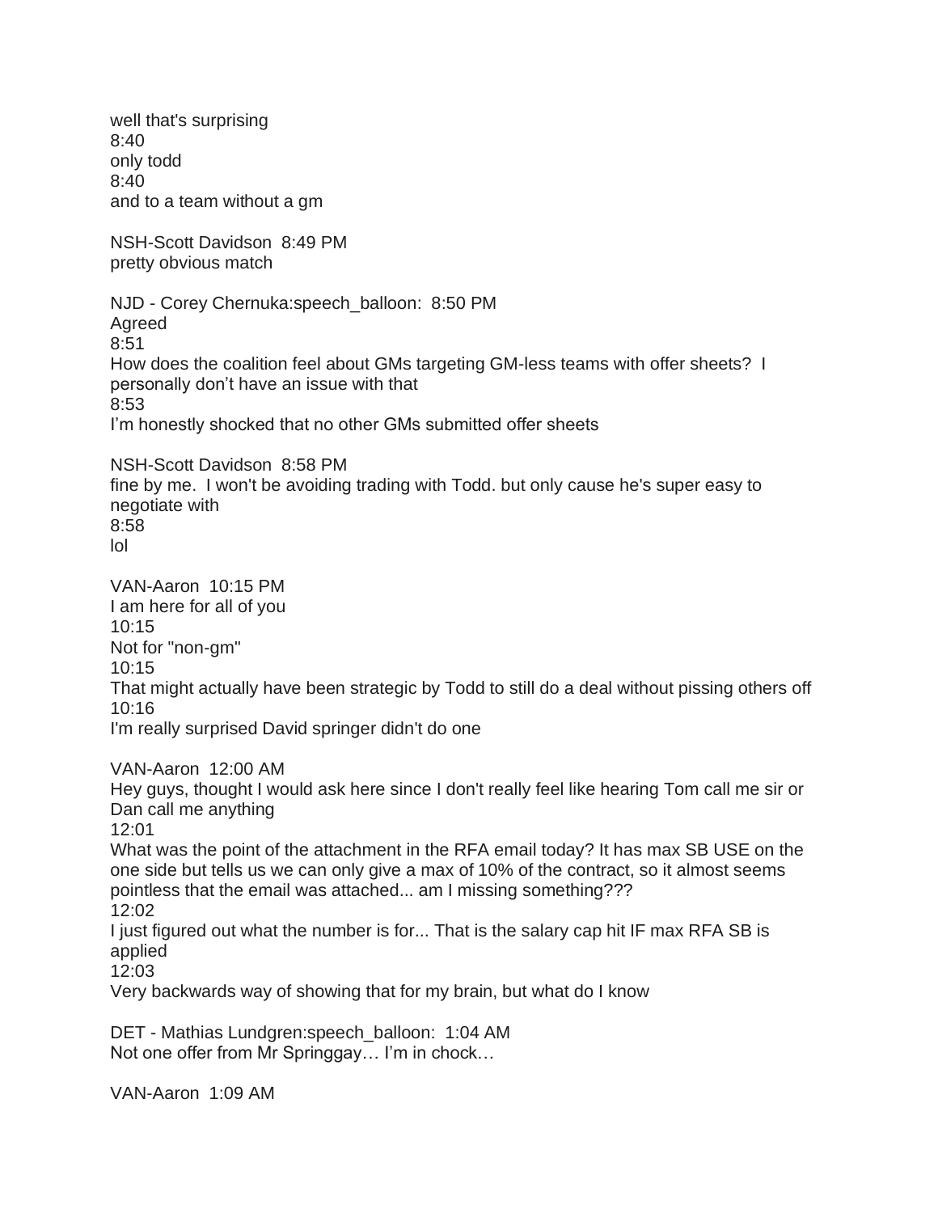well that's surprising
8:40
only todd
8:40
and to a team without a gm

NSH-Scott Davidson  8:49 PM
pretty obvious match

NJD - Corey Chernuka:speech_balloon:  8:50 PM
Agreed
8:51
How does the coalition feel about GMs targeting GM-less teams with offer sheets?  I personally don’t have an issue with that
8:53
I’m honestly shocked that no other GMs submitted offer sheets

NSH-Scott Davidson  8:58 PM
fine by me.  I won't be avoiding trading with Todd. but only cause he's super easy to negotiate with
8:58
lol

VAN-Aaron  10:15 PM
I am here for all of you
10:15
Not for "non-gm"
10:15
That might actually have been strategic by Todd to still do a deal without pissing others off
10:16
I'm really surprised David springer didn't do one

VAN-Aaron  12:00 AM
Hey guys, thought I would ask here since I don't really feel like hearing Tom call me sir or Dan call me anything
12:01
What was the point of the attachment in the RFA email today? It has max SB USE on the one side but tells us we can only give a max of 10% of the contract, so it almost seems pointless that the email was attached... am I missing something???
12:02
I just figured out what the number is for... That is the salary cap hit IF max RFA SB is applied
12:03
Very backwards way of showing that for my brain, but what do I know

DET - Mathias Lundgren:speech_balloon:  1:04 AM
Not one offer from Mr Springgay… I’m in chock…

VAN-Aaron  1:09 AM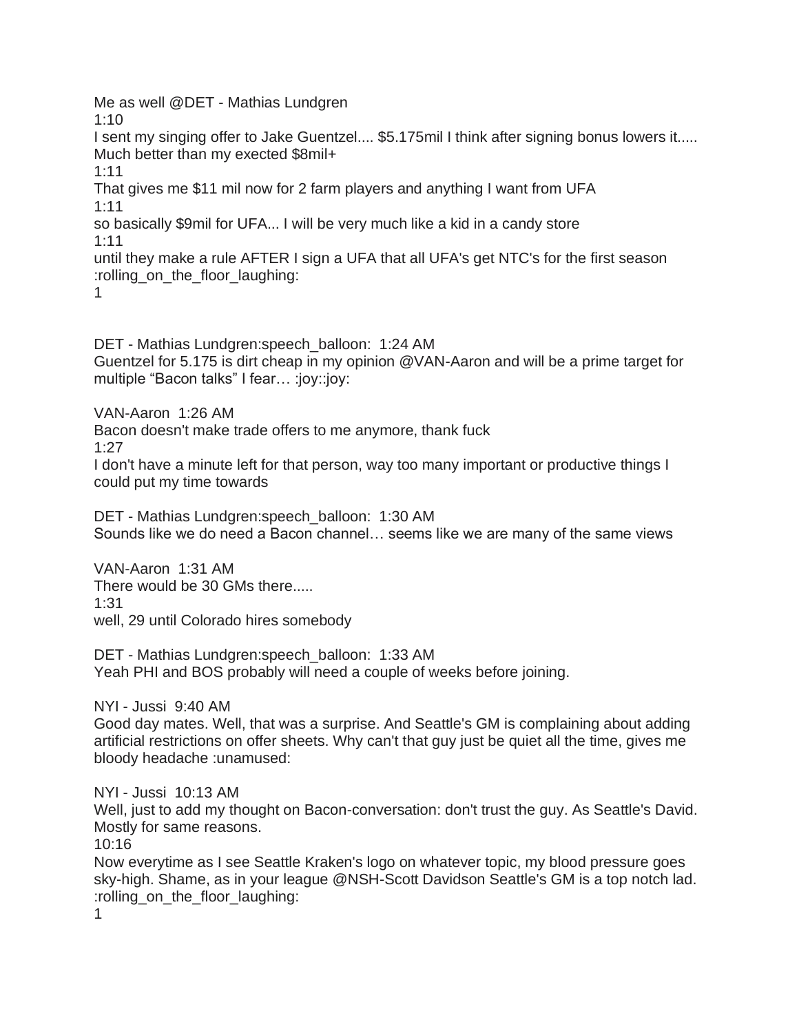Me as well @DET - Mathias Lundgren

1:10

I sent my singing offer to Jake Guentzel.... $5.175mil I think after signing bonus lowers it..... Much better than my exected $8mil+

1:11

That gives me $11 mil now for 2 farm players and anything I want from UFA

1:11

so basically $9mil for UFA... I will be very much like a kid in a candy store

1:11

until they make a rule AFTER I sign a UFA that all UFA's get NTC's for the first season :rolling_on_the_floor_laughing:

1

DET - Mathias Lundgren:speech_balloon:  1:24 AM

Guentzel for 5.175 is dirt cheap in my opinion @VAN-Aaron and will be a prime target for multiple "Bacon talks" I fear… :joy::joy:

VAN-Aaron  1:26 AM

Bacon doesn't make trade offers to me anymore, thank fuck

1:27

I don't have a minute left for that person, way too many important or productive things I could put my time towards

DET - Mathias Lundgren:speech_balloon:  1:30 AM

Sounds like we do need a Bacon channel… seems like we are many of the same views

VAN-Aaron  1:31 AM

There would be 30 GMs there.....

1:31

well, 29 until Colorado hires somebody

DET - Mathias Lundgren:speech_balloon:  1:33 AM

Yeah PHI and BOS probably will need a couple of weeks before joining.

NYI - Jussi  9:40 AM

Good day mates. Well, that was a surprise. And Seattle's GM is complaining about adding artificial restrictions on offer sheets. Why can't that guy just be quiet all the time, gives me bloody headache :unamused:

NYI - Jussi  10:13 AM

Well, just to add my thought on Bacon-conversation: don't trust the guy. As Seattle's David. Mostly for same reasons.

10:16

Now everytime as I see Seattle Kraken's logo on whatever topic, my blood pressure goes sky-high. Shame, as in your league @NSH-Scott Davidson Seattle's GM is a top notch lad. :rolling_on_the_floor_laughing:

1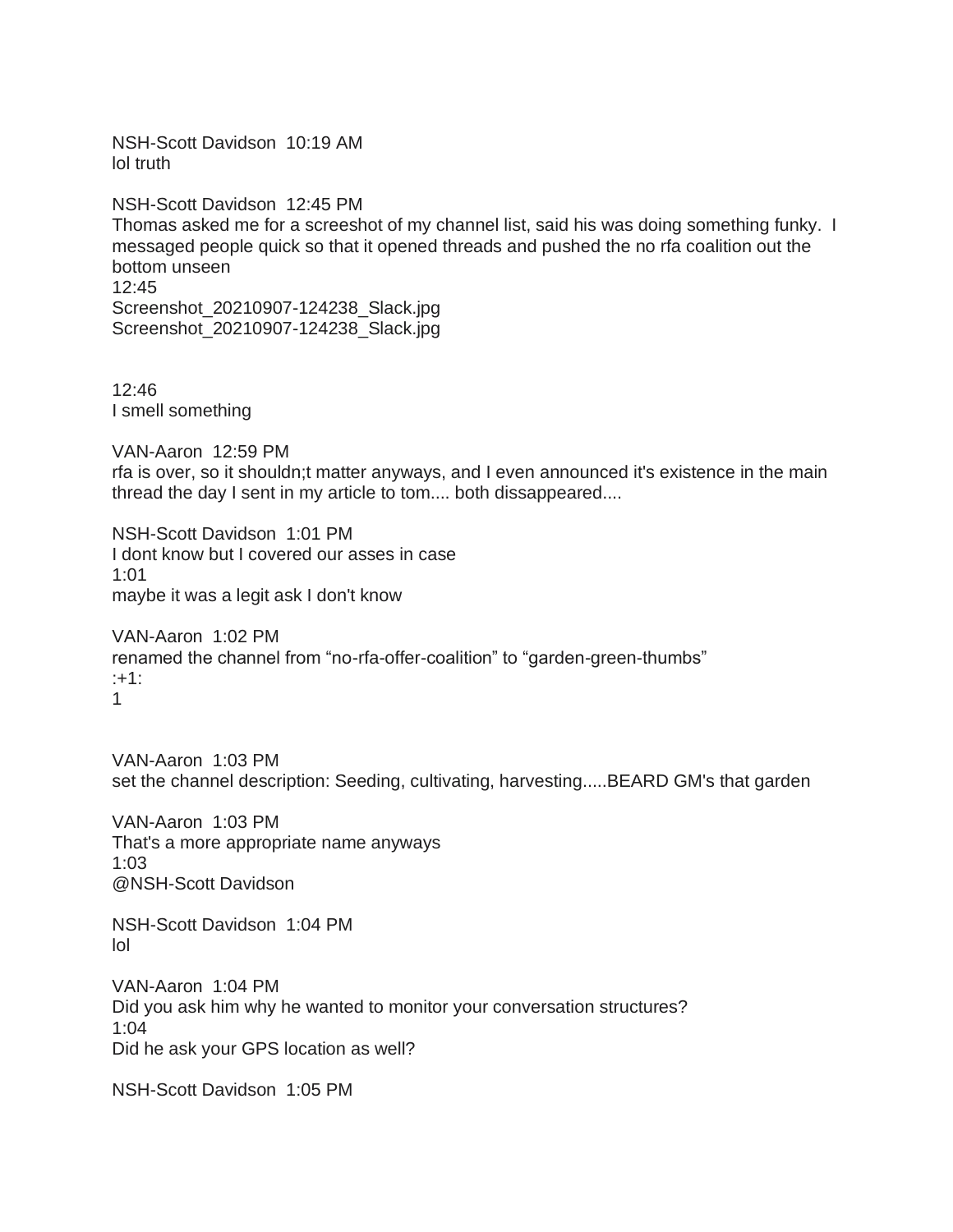NSH-Scott Davidson 10:19 AM
lol truth

NSH-Scott Davidson 12:45 PM
Thomas asked me for a screeshot of my channel list, said his was doing something funky. I messaged people quick so that it opened threads and pushed the no rfa coalition out the bottom unseen
12:45
Screenshot_20210907-124238_Slack.jpg
Screenshot_20210907-124238_Slack.jpg

12:46
I smell something

VAN-Aaron 12:59 PM
rfa is over, so it shouldn;t matter anyways, and I even announced it's existence in the main thread the day I sent in my article to tom.... both dissappeared....

NSH-Scott Davidson 1:01 PM
I dont know but I covered our asses in case
1:01
maybe it was a legit ask I don't know

VAN-Aaron 1:02 PM
renamed the channel from “no-rfa-offer-coalition” to “garden-green-thumbs”
:+1:
1

VAN-Aaron 1:03 PM
set the channel description: Seeding, cultivating, harvesting.....BEARD GM's that garden

VAN-Aaron 1:03 PM
That's a more appropriate name anyways
1:03
@NSH-Scott Davidson

NSH-Scott Davidson 1:04 PM
lol

VAN-Aaron 1:04 PM
Did you ask him why he wanted to monitor your conversation structures?
1:04
Did he ask your GPS location as well?

NSH-Scott Davidson 1:05 PM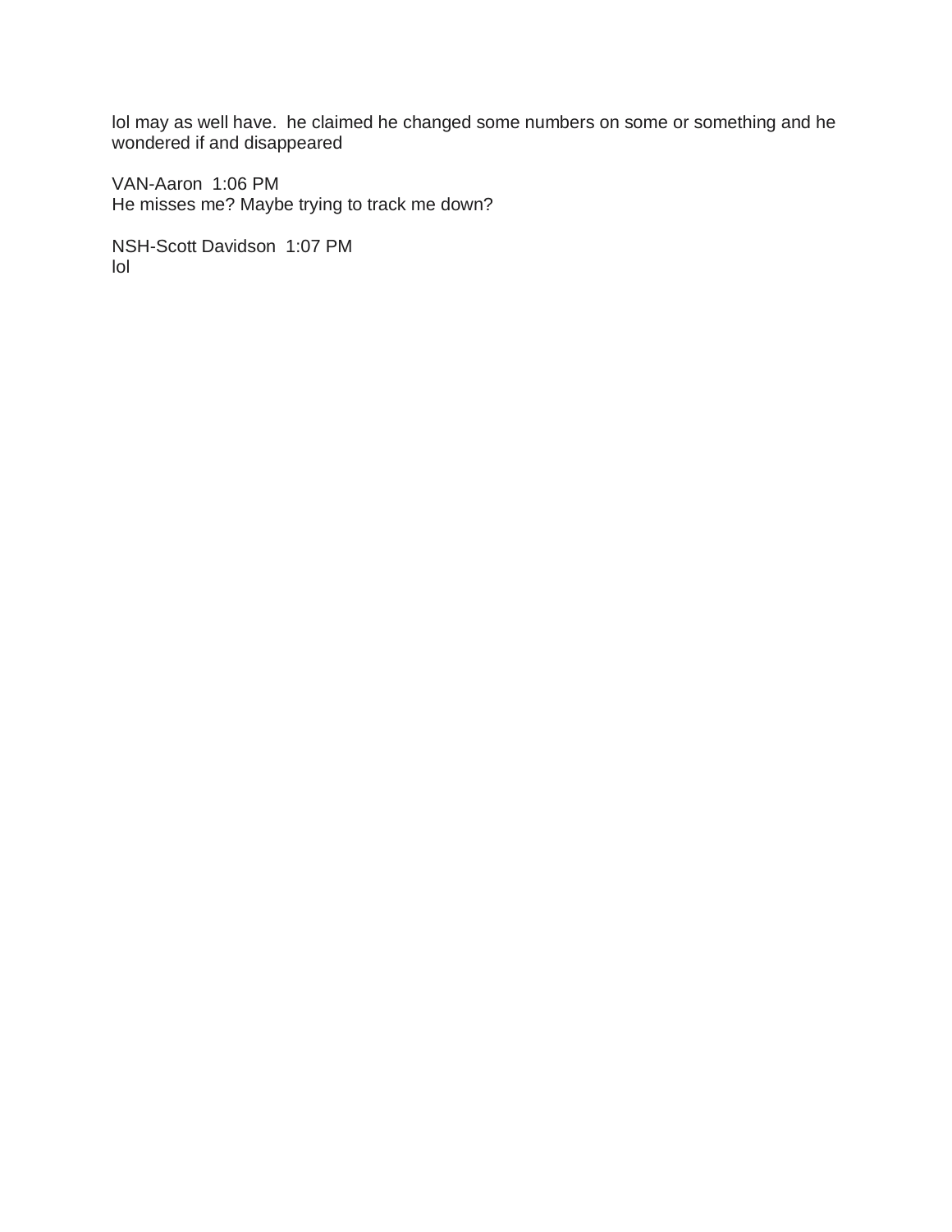lol may as well have.  he claimed he changed some numbers on some or something and he wondered if and disappeared

VAN-Aaron  1:06 PM
He misses me? Maybe trying to track me down?

NSH-Scott Davidson  1:07 PM
lol